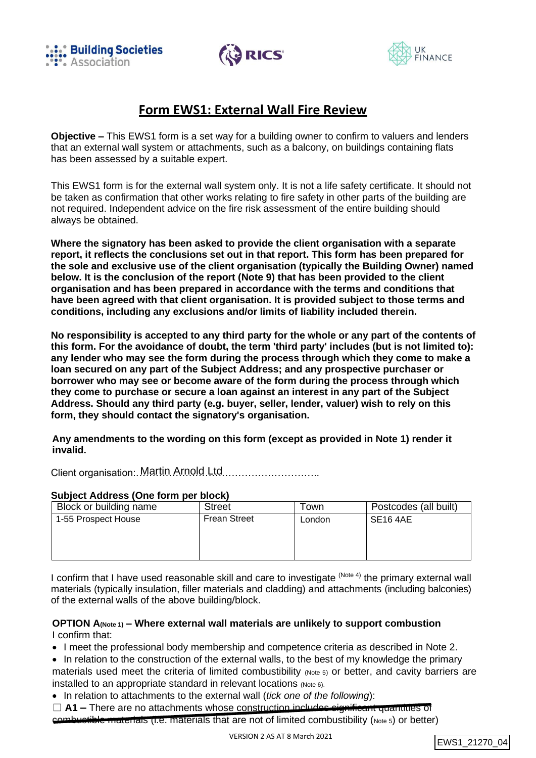Building Societies Association | RICS | UK FINANCE

# Form EWS1: External Wall Fire Review

**Objective –** This EWS1 form is a set way for a building owner to confirm to valuers and lenders that an external wall system or attachments, such as a balcony, on buildings containing flats has been assessed by a suitable expert.

This EWS1 form is for the external wall system only. It is not a life safety certificate. It should not be taken as confirmation that other works relating to fire safety in other parts of the building are not required. Independent advice on the fire risk assessment of the entire building should always be obtained.

**Where the signatory has been asked to provide the client organisation with a separate report, it reflects the conclusions set out in that report. This form has been prepared for the sole and exclusive use of the client organisation (typically the Building Owner) named below. It is the conclusion of the report (Note 9) that has been provided to the client organisation and has been prepared in accordance with the terms and conditions that have been agreed with that client organisation. It is provided subject to those terms and conditions, including any exclusions and/or limits of liability included therein.**

**No responsibility is accepted to any third party for the whole or any part of the contents of this form. For the avoidance of doubt, the term 'third party' includes (but is not limited to): any lender who may see the form during the process through which they come to make a loan secured on any part of the Subject Address; and any prospective purchaser or borrower who may see or become aware of the form during the process through which they come to purchase or secure a loan against an interest in any part of the Subject Address. Should any third party (e.g. buyer, seller, lender, valuer) wish to rely on this form, they should contact the signatory's organisation.**

**Any amendments to the wording on this form (except as provided in Note 1) render it invalid.**

Client organisation: Martin Arnold Ltd

**Subject Address (One form per block)**

| Block or building name | Street | Town | Postcodes (all built) |
|---|---|---|---|
| 1-55 Prospect House | Frean Street | London | SE16 4AE |

I confirm that I have used reasonable skill and care to investigate (Note 4) the primary external wall materials (typically insulation, filler materials and cladding) and attachments (including balconies) of the external walls of the above building/block.

**OPTION A(Note 1) – Where external wall materials are unlikely to support combustion**
I confirm that:

- I meet the professional body membership and competence criteria as described in Note 2.
- In relation to the construction of the external walls, to the best of my knowledge the primary materials used meet the criteria of limited combustibility (Note 5) or better, and cavity barriers are installed to an appropriate standard in relevant locations (Note 6).
- In relation to attachments to the external wall (*tick one of the following*):

☐ **A1 –** ~~There are no attachments whose construction includes significant quantities of combustible materials~~ (i.e. materials that are not of limited combustibility (Note 5) or better)

VERSION 2 AS AT 8 March 2021

EWS1_21270_04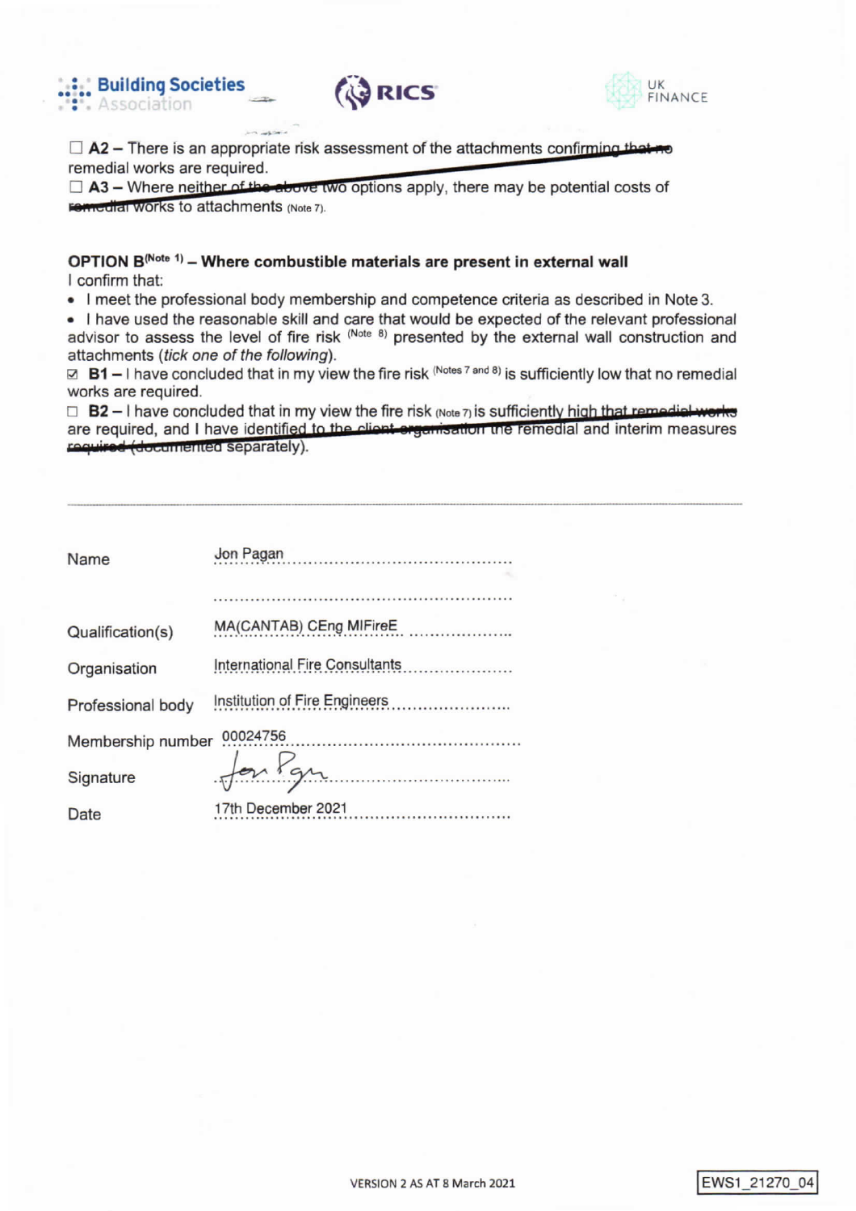☐ **A2 –** There is an appropriate risk assessment of the attachments confirming that no remedial works are required.
☐ **A3 –** Where neither of the above two options apply, there may be potential costs of remedial works to attachments (Note 7).

**OPTION B[Note 1] – Where combustible materials are present in external wall**

I confirm that:

- I meet the professional body membership and competence criteria as described in Note 3.
- I have used the reasonable skill and care that would be expected of the relevant professional advisor to assess the level of fire risk [Note 8] presented by the external wall construction and attachments (*tick one of the following*).

☑ **B1 –** I have concluded that in my view the fire risk [Notes 7 and 8] is sufficiently low that no remedial works are required.

☐ **B2 –** I have concluded that in my view the fire risk (Note 7) is sufficiently high that remedial works are required, and I have identified to the client organisation the remedial and interim measures required (documented separately).

---

| | |
|---|---|
| Name | Jon Pagan |
| Qualification(s) | MA(CANTAB) CEng MIFireE |
| Organisation | International Fire Consultants |
| Professional body | Institution of Fire Engineers |
| Membership number | 00024756 |
| Signature | Jon Pagan |
| Date | 17th December 2021 |

VERSION 2 AS AT 8 March 2021

EWS1_21270_04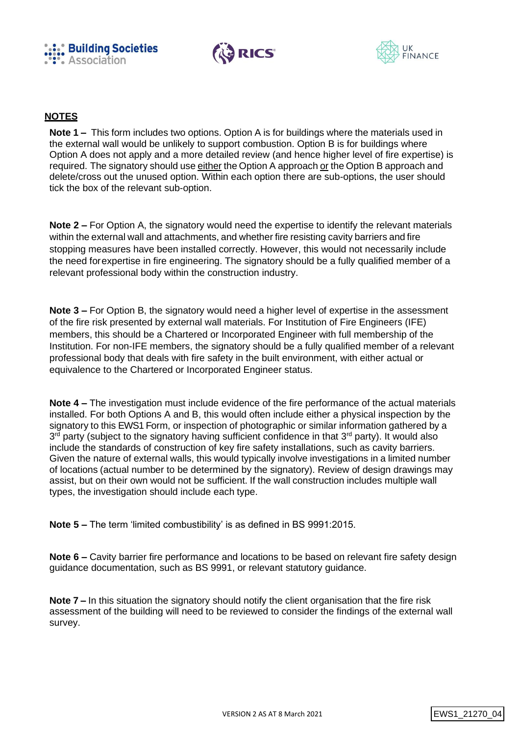## NOTES

**Note 1 –** This form includes two options. Option A is for buildings where the materials used in the external wall would be unlikely to support combustion. Option B is for buildings where Option A does not apply and a more detailed review (and hence higher level of fire expertise) is required. The signatory should use either the Option A approach or the Option B approach and delete/cross out the unused option. Within each option there are sub-options, the user should tick the box of the relevant sub-option.

**Note 2 –** For Option A, the signatory would need the expertise to identify the relevant materials within the external wall and attachments, and whether fire resisting cavity barriers and fire stopping measures have been installed correctly. However, this would not necessarily include the need for expertise in fire engineering. The signatory should be a fully qualified member of a relevant professional body within the construction industry.

**Note 3 –** For Option B, the signatory would need a higher level of expertise in the assessment of the fire risk presented by external wall materials. For Institution of Fire Engineers (IFE) members, this should be a Chartered or Incorporated Engineer with full membership of the Institution. For non-IFE members, the signatory should be a fully qualified member of a relevant professional body that deals with fire safety in the built environment, with either actual or equivalence to the Chartered or Incorporated Engineer status.

**Note 4 –** The investigation must include evidence of the fire performance of the actual materials installed. For both Options A and B, this would often include either a physical inspection by the signatory to this EWS1 Form, or inspection of photographic or similar information gathered by a 3rd party (subject to the signatory having sufficient confidence in that 3rd party). It would also include the standards of construction of key fire safety installations, such as cavity barriers. Given the nature of external walls, this would typically involve investigations in a limited number of locations (actual number to be determined by the signatory). Review of design drawings may assist, but on their own would not be sufficient. If the wall construction includes multiple wall types, the investigation should include each type.

**Note 5 –** The term 'limited combustibility' is as defined in BS 9991:2015.

**Note 6 –** Cavity barrier fire performance and locations to be based on relevant fire safety design guidance documentation, such as BS 9991, or relevant statutory guidance.

**Note 7 –** In this situation the signatory should notify the client organisation that the fire risk assessment of the building will need to be reviewed to consider the findings of the external wall survey.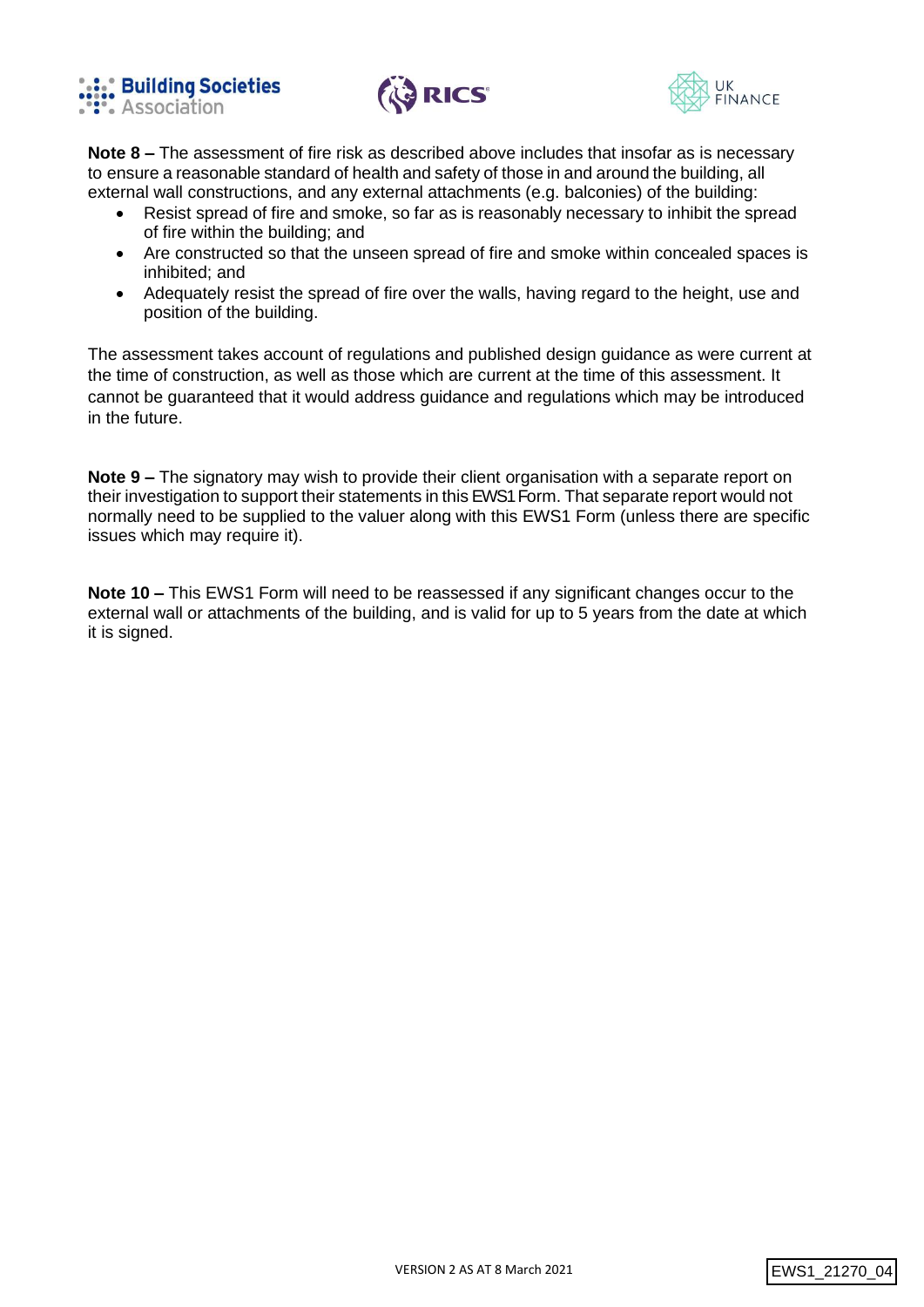**Note 8 –** The assessment of fire risk as described above includes that insofar as is necessary to ensure a reasonable standard of health and safety of those in and around the building, all external wall constructions, and any external attachments (e.g. balconies) of the building:

- Resist spread of fire and smoke, so far as is reasonably necessary to inhibit the spread of fire within the building; and
- Are constructed so that the unseen spread of fire and smoke within concealed spaces is inhibited; and
- Adequately resist the spread of fire over the walls, having regard to the height, use and position of the building.

The assessment takes account of regulations and published design guidance as were current at the time of construction, as well as those which are current at the time of this assessment. It cannot be guaranteed that it would address guidance and regulations which may be introduced in the future.

**Note 9 –** The signatory may wish to provide their client organisation with a separate report on their investigation to support their statements in this EWS1 Form. That separate report would not normally need to be supplied to the valuer along with this EWS1 Form (unless there are specific issues which may require it).

**Note 10 –** This EWS1 Form will need to be reassessed if any significant changes occur to the external wall or attachments of the building, and is valid for up to 5 years from the date at which it is signed.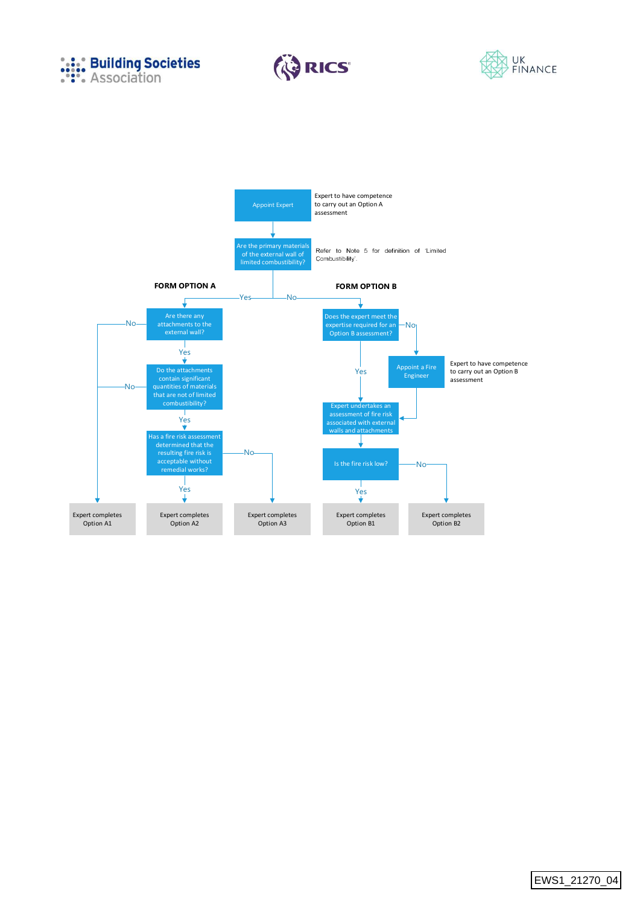Building Societies Association

RICS

UK FINANCE

Appoint Expert

Expert to have competence to carry out an Option A assessment

Are the primary materials of the external wall of limited combustibility?

Refer to Note 5 for definition of 'Limited Combustibility'.

**FORM OPTION A**

**FORM OPTION B**

Yes

No

Are there any attachments to the external wall?

No

Yes

Do the attachments contain significant quantities of materials that are not of limited combustibility?

No

Yes

Has a fire risk assessment determined that the resulting fire risk is acceptable without remedial works?

No

Yes

Does the expert meet the expertise required for an Option B assessment?

No

Appoint a Fire Engineer

Expert to have competence to carry out an Option B assessment

Yes

Expert undertakes an assessment of fire risk associated with external walls and attachments

Is the fire risk low?

No

Yes

Expert completes Option A1

Expert completes Option A2

Expert completes Option A3

Expert completes Option B1

Expert completes Option B2

EWS1_21270_04